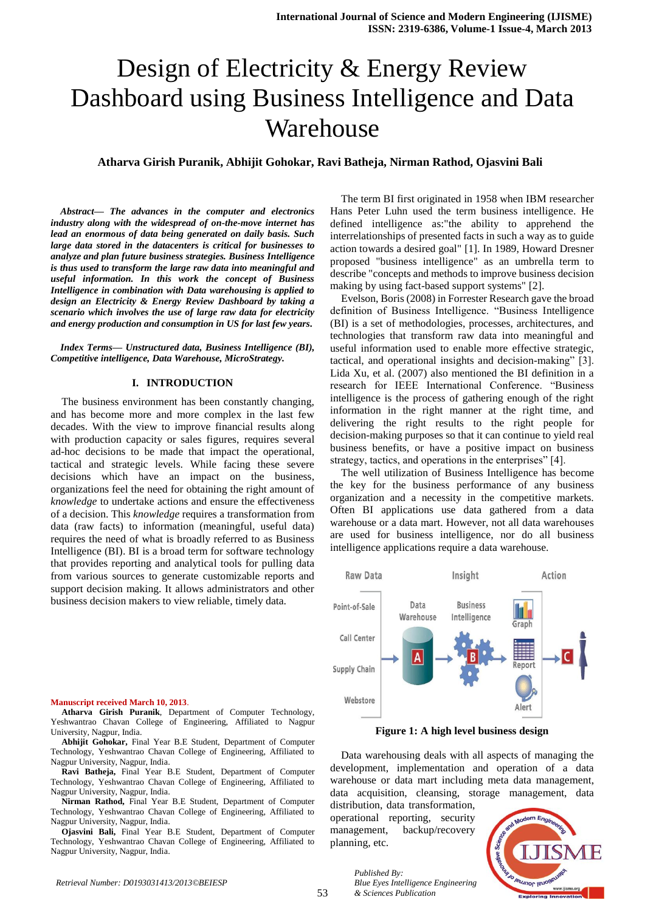# Design of Electricity & Energy Review Dashboard using Business Intelligence and Data Warehouse

**Atharva Girish Puranik, Abhijit Gohokar, Ravi Batheja, Nirman Rathod, Ojasvini Bali**

***Abstract—*** ***The advances in the computer and electronics industry along with the widespread of on-the-move internet has lead an enormous of data being generated on daily basis. Such large data stored in the datacenters is critical for businesses to analyze and plan future business strategies. Business Intelligence is thus used to transform the large raw data into meaningful and useful information. In this work the concept of Business Intelligence in combination with Data warehousing is applied to design an Electricity & Energy Review Dashboard by taking a scenario which involves the use of large raw data for electricity and energy production and consumption in US for last few years.***

***Index Terms—*** ***Unstructured data, Business Intelligence (BI), Competitive intelligence, Data Warehouse, MicroStrategy.***

## I. INTRODUCTION

The business environment has been constantly changing, and has become more and more complex in the last few decades. With the view to improve financial results along with production capacity or sales figures, requires several ad-hoc decisions to be made that impact the operational, tactical and strategic levels. While facing these severe decisions which have an impact on the business, organizations feel the need for obtaining the right amount of *knowledge* to undertake actions and ensure the effectiveness of a decision. This *knowledge* requires a transformation from data (raw facts) to information (meaningful, useful data) requires the need of what is broadly referred to as Business Intelligence (BI). BI is a broad term for software technology that provides reporting and analytical tools for pulling data from various sources to generate customizable reports and support decision making. It allows administrators and other business decision makers to view reliable, timely data.

The term BI first originated in 1958 when IBM researcher Hans Peter Luhn used the term business intelligence. He defined intelligence as:"the ability to apprehend the interrelationships of presented facts in such a way as to guide action towards a desired goal" [1]. In 1989, Howard Dresner proposed "business intelligence" as an umbrella term to describe "concepts and methods to improve business decision making by using fact-based support systems" [2].

Evelson, Boris (2008) in Forrester Research gave the broad definition of Business Intelligence. "Business Intelligence (BI) is a set of methodologies, processes, architectures, and technologies that transform raw data into meaningful and useful information used to enable more effective strategic, tactical, and operational insights and decision-making" [3]. Lida Xu, et al. (2007) also mentioned the BI definition in a research for IEEE International Conference. "Business intelligence is the process of gathering enough of the right information in the right manner at the right time, and delivering the right results to the right people for decision-making purposes so that it can continue to yield real business benefits, or have a positive impact on business strategy, tactics, and operations in the enterprises" [4].

The well utilization of Business Intelligence has become the key for the business performance of any business organization and a necessity in the competitive markets. Often BI applications use data gathered from a data warehouse or a data mart. However, not all data warehouses are used for business intelligence, nor do all business intelligence applications require a data warehouse.

**Figure 1: A high level business design**

Data warehousing deals with all aspects of managing the development, implementation and operation of a data warehouse or data mart including meta data management, data acquisition, cleansing, storage management, data distribution, data transformation, operational reporting, security management, backup/recovery planning, etc.

---

**Manuscript received March 10, 2013.**

**Atharva Girish Puranik**, Department of Computer Technology, Yeshwantrao Chavan College of Engineering, Affiliated to Nagpur University, Nagpur, India.

**Abhijit Gohokar,** Final Year B.E Student, Department of Computer Technology, Yeshwantrao Chavan College of Engineering, Affiliated to Nagpur University, Nagpur, India.

**Ravi Batheja,** Final Year B.E Student, Department of Computer Technology, Yeshwantrao Chavan College of Engineering, Affiliated to Nagpur University, Nagpur, India.

**Nirman Rathod,** Final Year B.E Student, Department of Computer Technology, Yeshwantrao Chavan College of Engineering, Affiliated to Nagpur University, Nagpur, India.

**Ojasvini Bali,** Final Year B.E Student, Department of Computer Technology, Yeshwantrao Chavan College of Engineering, Affiliated to Nagpur University, Nagpur, India.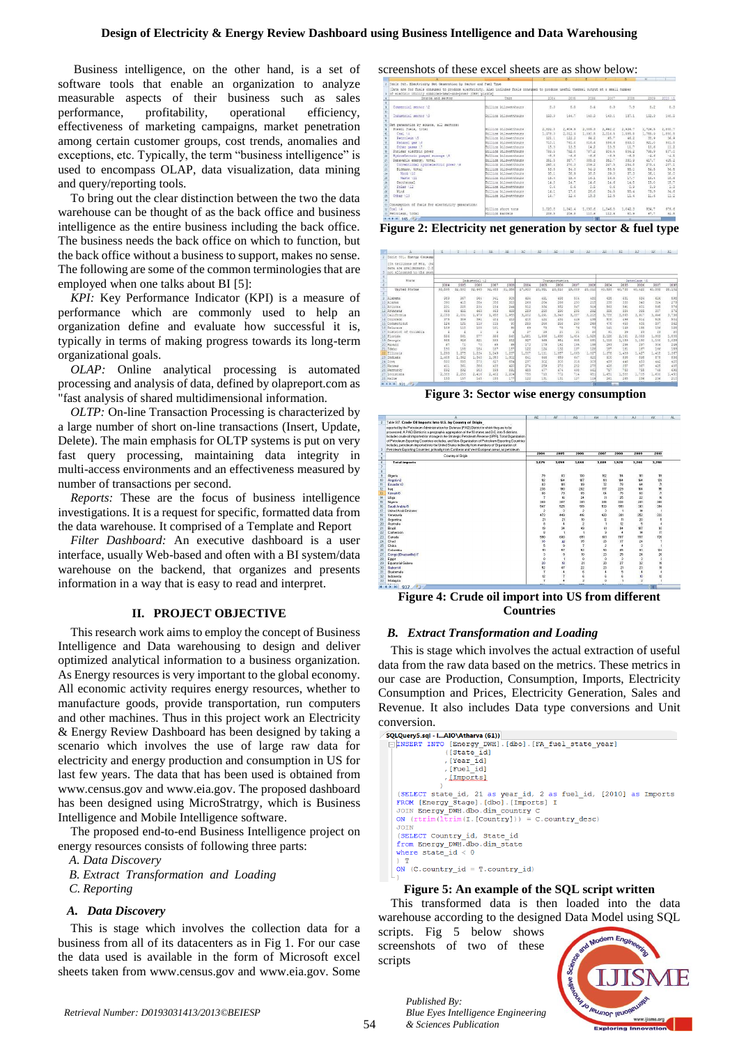Business intelligence, on the other hand, is a set of software tools that enable an organization to analyze measurable aspects of their business such as sales performance, profitability, operational efficiency, effectiveness of marketing campaigns, market penetration among certain customer groups, cost trends, anomalies and exceptions, etc. Typically, the term "business intelligence" is used to encompass OLAP, data visualization, data mining and query/reporting tools.

To bring out the clear distinction between the two the data warehouse can be thought of as the back office and business intelligence as the entire business including the back office. The business needs the back office on which to function, but the back office without a business to support, makes no sense. The following are some of the common terminologies that are employed when one talks about BI [5]:

*KPI:* Key Performance Indicator (KPI) is a measure of performance which are commonly used to help an organization define and evaluate how successful it is, typically in terms of making progress towards its long-term organizational goals.

*OLAP:* Online analytical processing is automated processing and analysis of data, defined by olapreport.com as "fast analysis of shared multidimensional information.

*OLTP:* On-line Transaction Processing is characterized by a large number of short on-line transactions (Insert, Update, Delete). The main emphasis for OLTP systems is put on very fast query processing, maintaining data integrity in multi-access environments and an effectiveness measured by number of transactions per second.

*Reports:* These are the focus of business intelligence investigations. It is a request for specific, formatted data from the data warehouse. It comprised of a Template and Report

*Filter Dashboard:* An executive dashboard is a user interface, usually Web-based and often with a BI system/data warehouse on the backend, that organizes and presents information in a way that is easy to read and interpret.

## II. PROJECT OBJECTIVE

This research work aims to employ the concept of Business Intelligence and Data warehousing to design and deliver optimized analytical information to a business organization. As Energy resources is very important to the global economy. All economic activity requires energy resources, whether to manufacture goods, provide transportation, run computers and other machines. Thus in this project work an Electricity & Energy Review Dashboard has been designed by taking a scenario which involves the use of large raw data for electricity and energy production and consumption in US for last few years. The data that has been used is obtained from www.census.gov and www.eia.gov. The proposed dashboard has been designed using MicroStratrgy, which is Business Intelligence and Mobile Intelligence software.

The proposed end-to-end Business Intelligence project on energy resources consists of following three parts:

*A. Data Discovery*
*B. Extract Transformation and Loading*
*C. Reporting*

### *A. Data Discovery*

This is stage which involves the collection data for a business from all of its datacenters as in Fig 1. For our case the data used is available in the form of Microsoft excel sheets taken from www.census.gov and www.eia.gov. Some screenshots of these excel sheets are as show below:

**Figure 2: Electricity net generation by sector & fuel type**

**Figure 3: Sector wise energy consumption**

**Figure 4: Crude oil import into US from different Countries**

### *B. Extract Transformation and Loading*

This is stage which involves the actual extraction of useful data from the raw data based on the metrics. These metrics in our case are Production, Consumption, Imports, Electricity Consumption and Prices, Electricity Generation, Sales and Revenue. It also includes Data type conversions and Unit conversion.

```
SQLQuery5.sql - l...AIO\Atharva (61))
INSERT INTO [Energy_DWH].[dbo].[FA_fuel_state_year]
    ([State_id]
    ,[Year_id]
    ,[Fuel_id]
    ,[Imports])
    )
(SELECT state_id, 21 as year_id, 2 as fuel_id, [2010] as Imports
FROM [Energy_Stage].[dbo].[Imports] I
JOIN Energy_DWH.dbo.dim_country C
ON (rtrim(ltrim(I.[Country])) = C.country_desc)
JOIN
(SELECT Country_id, State_id
from Energy_DWH.dbo.dim_state
where state_id < 0
) T
ON (C.country_id = T.country_id)
)
```

**Figure 5: An example of the SQL script written**

This transformed data is then loaded into the data warehouse according to the designed Data Model using SQL scripts. Fig 5 below shows screenshots of two of these scripts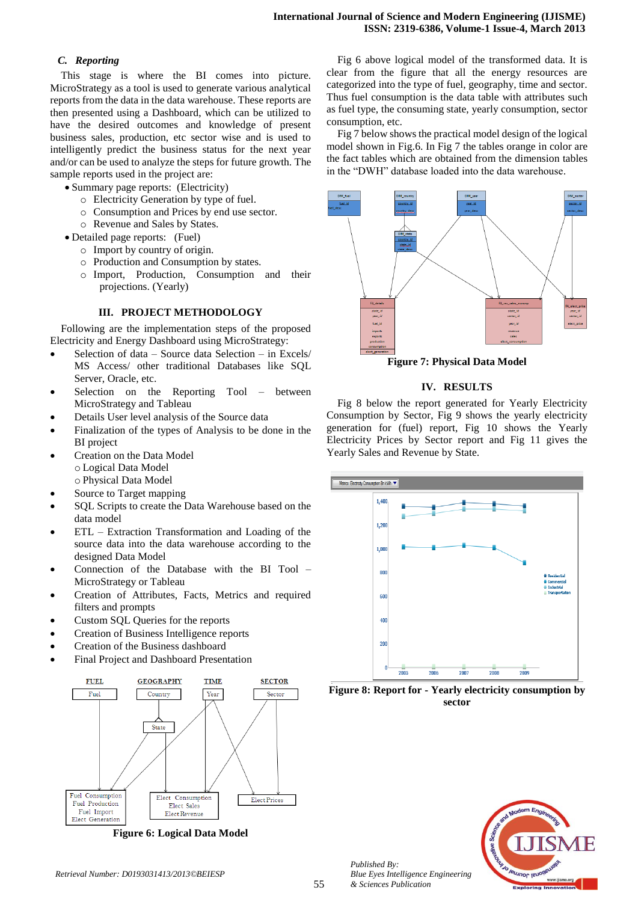### C. Reporting

This stage is where the BI comes into picture. MicroStrategy as a tool is used to generate various analytical reports from the data in the data warehouse. These reports are then presented using a Dashboard, which can be utilized to have the desired outcomes and knowledge of present business sales, production, etc sector wise and is used to intelligently predict the business status for the next year and/or can be used to analyze the steps for future growth. The sample reports used in the project are:

- Summary page reports: (Electricity)
  - Electricity Generation by type of fuel.
  - Consumption and Prices by end use sector.
  - Revenue and Sales by States.
- Detailed page reports: (Fuel)
  - Import by country of origin.
  - Production and Consumption by states.
  - Import, Production, Consumption and their projections. (Yearly)

## III. PROJECT METHODOLOGY

Following are the implementation steps of the proposed Electricity and Energy Dashboard using MicroStrategy:

- Selection of data – Source data Selection – in Excels/ MS Access/ other traditional Databases like SQL Server, Oracle, etc.
- Selection on the Reporting Tool – between MicroStrategy and Tableau
- Details User level analysis of the Source data
- Finalization of the types of Analysis to be done in the BI project
- Creation on the Data Model
  - Logical Data Model
  - Physical Data Model
- Source to Target mapping
- SQL Scripts to create the Data Warehouse based on the data model
- ETL – Extraction Transformation and Loading of the source data into the data warehouse according to the designed Data Model
- Connection of the Database with the BI Tool – MicroStrategy or Tableau
- Creation of Attributes, Facts, Metrics and required filters and prompts
- Custom SQL Queries for the reports
- Creation of Business Intelligence reports
- Creation of the Business dashboard
- Final Project and Dashboard Presentation

**Figure 6: Logical Data Model**

Fig 6 above logical model of the transformed data. It is clear from the figure that all the energy resources are categorized into the type of fuel, geography, time and sector. Thus fuel consumption is the data table with attributes such as fuel type, the consuming state, yearly consumption, sector consumption, etc.

Fig 7 below shows the practical model design of the logical model shown in Fig.6. In Fig 7 the tables orange in color are the fact tables which are obtained from the dimension tables in the "DWH" database loaded into the data warehouse.

**Figure 7: Physical Data Model**

## IV. RESULTS

Fig 8 below the report generated for Yearly Electricity Consumption by Sector, Fig 9 shows the yearly electricity generation for (fuel) report, Fig 10 shows the Yearly Electricity Prices by Sector report and Fig 11 gives the Yearly Sales and Revenue by State.

**Figure 8: Report for - Yearly electricity consumption by sector**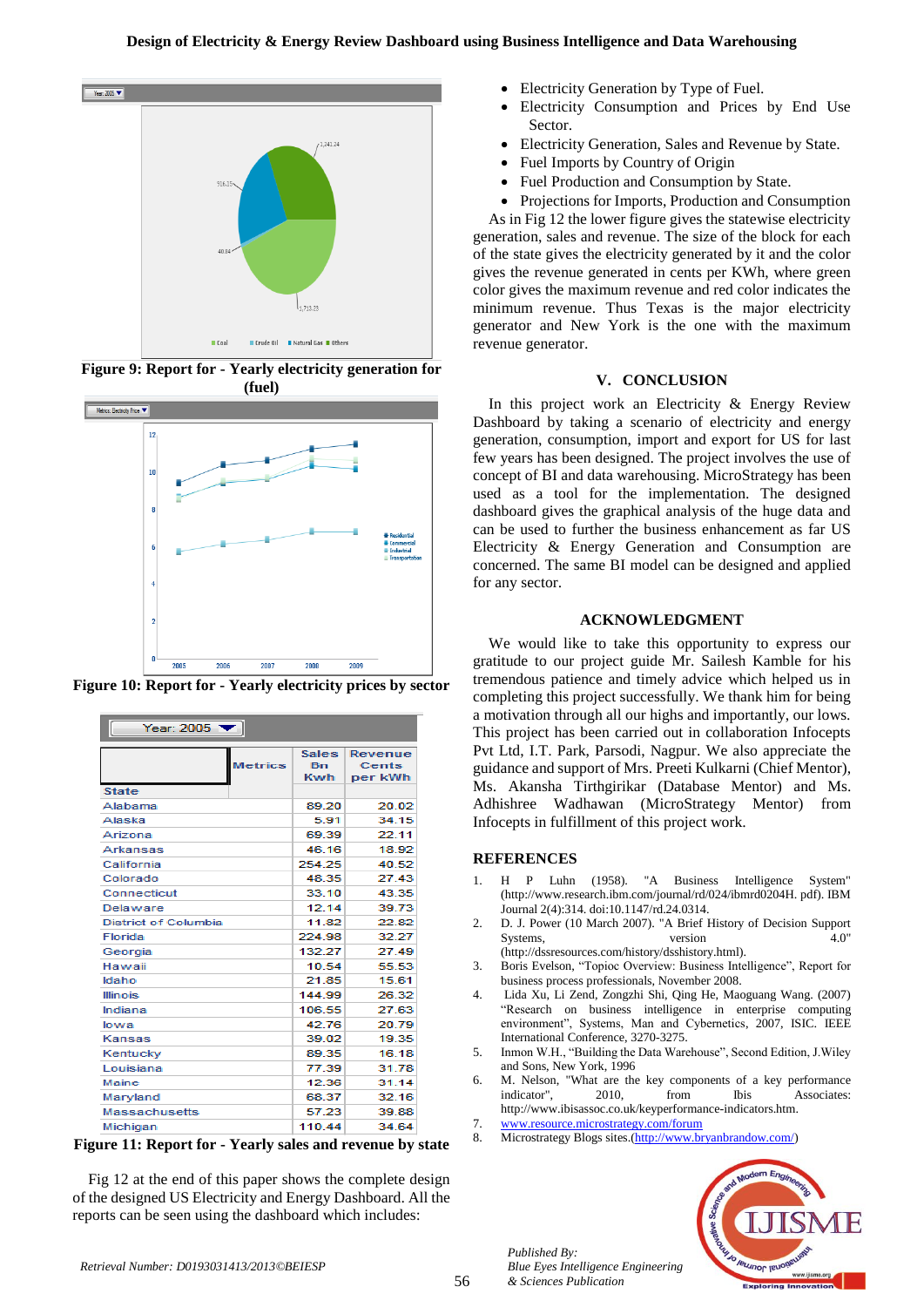Figure 9: Report for - Yearly electricity generation for (fuel)

Figure 10: Report for - Yearly electricity prices by sector

Year: 2005

| State | Sales Bn Kwh | Revenue Cents per kWh |
|---|---|---|
| Alabama | 89.20 | 20.02 |
| Alaska | 5.91 | 34.15 |
| Arizona | 69.39 | 22.11 |
| Arkansas | 46.16 | 18.92 |
| California | 254.25 | 40.52 |
| Colorado | 48.35 | 27.43 |
| Connecticut | 33.10 | 43.35 |
| Delaware | 12.14 | 39.73 |
| District of Columbia | 11.82 | 22.82 |
| Florida | 224.98 | 32.27 |
| Georgia | 132.27 | 27.49 |
| Hawaii | 10.54 | 55.53 |
| Idaho | 21.85 | 15.61 |
| Illinois | 144.99 | 26.32 |
| Indiana | 106.55 | 27.63 |
| Iowa | 42.76 | 20.79 |
| Kansas | 39.02 | 19.35 |
| Kentucky | 89.35 | 16.18 |
| Louisiana | 77.39 | 31.78 |
| Maine | 12.36 | 31.14 |
| Maryland | 68.37 | 32.16 |
| Massachusetts | 57.23 | 39.88 |
| Michigan | 110.44 | 34.64 |

Figure 11: Report for - Yearly sales and revenue by state

Fig 12 at the end of this paper shows the complete design of the designed US Electricity and Energy Dashboard. All the reports can be seen using the dashboard which includes:

- Electricity Generation by Type of Fuel.
- Electricity Consumption and Prices by End Use Sector.
- Electricity Generation, Sales and Revenue by State.
- Fuel Imports by Country of Origin
- Fuel Production and Consumption by State.
- Projections for Imports, Production and Consumption

As in Fig 12 the lower figure gives the statewise electricity generation, sales and revenue. The size of the block for each of the state gives the electricity generated by it and the color gives the revenue generated in cents per KWh, where green color gives the maximum revenue and red color indicates the minimum revenue. Thus Texas is the major electricity generator and New York is the one with the maximum revenue generator.

## V. CONCLUSION

In this project work an Electricity & Energy Review Dashboard by taking a scenario of electricity and energy generation, consumption, import and export for US for last few years has been designed. The project involves the use of concept of BI and data warehousing. MicroStrategy has been used as a tool for the implementation. The designed dashboard gives the graphical analysis of the huge data and can be used to further the business enhancement as far US Electricity & Energy Generation and Consumption are concerned. The same BI model can be designed and applied for any sector.

## ACKNOWLEDGMENT

We would like to take this opportunity to express our gratitude to our project guide Mr. Sailesh Kamble for his tremendous patience and timely advice which helped us in completing this project successfully. We thank him for being a motivation through all our highs and importantly, our lows. This project has been carried out in collaboration Infocepts Pvt Ltd, I.T. Park, Parsodi, Nagpur. We also appreciate the guidance and support of Mrs. Preeti Kulkarni (Chief Mentor), Ms. Akansha Tirthgirikar (Database Mentor) and Ms. Adhishree Wadhawan (MicroStrategy Mentor) from Infocepts in fulfillment of this project work.

## REFERENCES

1. H P Luhn (1958). "A Business Intelligence System" (http://www.research.ibm.com/journal/rd/024/ibmrd0204H. pdf). IBM Journal 2(4):314. doi:10.1147/rd.24.0314.
2. D. J. Power (10 March 2007). "A Brief History of Decision Support Systems, version 4.0" (http://dssresources.com/history/dsshistory.html).
3. Boris Evelson, "Topioc Overview: Business Intelligence", Report for business process professionals, November 2008.
4. Lida Xu, Li Zend, Zongzhi Shi, Qing He, Maoguang Wang. (2007) "Research on business intelligence in enterprise computing environment", Systems, Man and Cybernetics, 2007, ISIC. IEEE International Conference, 3270-3275.
5. Inmon W.H., "Building the Data Warehouse", Second Edition, J.Wiley and Sons, New York, 1996
6. M. Nelson, "What are the key components of a key performance indicator", 2010, from Ibis Associates: http://www.ibisassoc.co.uk/keyperformance-indicators.htm.
7. www.resource.microstrategy.com/forum
8. Microstrategy Blogs sites.(http://www.bryanbrandow.com/)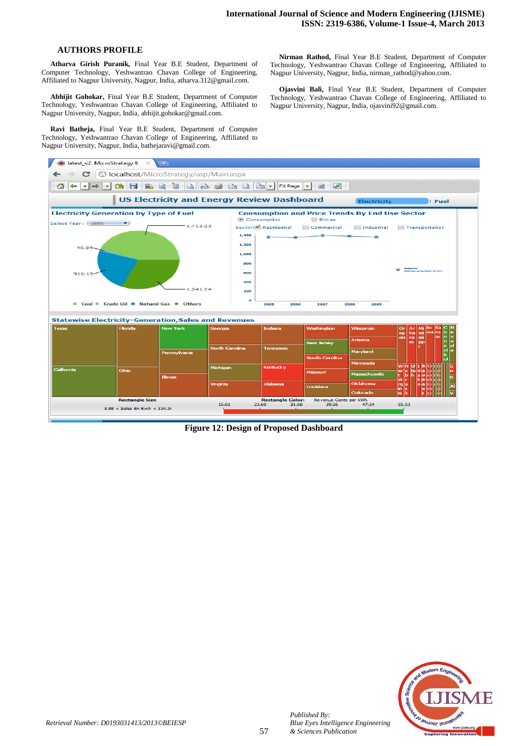## AUTHORS PROFILE

**Atharva Girish Puranik,** Final Year B.E Student, Department of Computer Technology, Yeshwantrao Chavan College of Engineering, Affiliated to Nagpur University, Nagpur, India, atharva.312@gmail.com.

**Abhijit Gohokar,** Final Year B.E Student, Department of Computer Technology, Yeshwantrao Chavan College of Engineering, Affiliated to Nagpur University, Nagpur, India, abhijit.gohokar@gmail.com.

**Ravi Batheja,** Final Year B.E Student, Department of Computer Technology, Yeshwantrao Chavan College of Engineering, Affiliated to Nagpur University, Nagpur, India, bathejaravi@gmail.com.

**Nirman Rathod,** Final Year B.E Student, Department of Computer Technology, Yeshwantrao Chavan College of Engineering, Affiliated to Nagpur University, Nagpur, India, nirman_rathod@yahoo.com.

**Ojasvini Bali,** Final Year B.E Student, Department of Computer Technology, Yeshwantrao Chavan College of Engineering, Affiliated to Nagpur University, Nagpur, India, ojasvini92@gmail.com.

**Figure 12: Design of Proposed Dashboard**